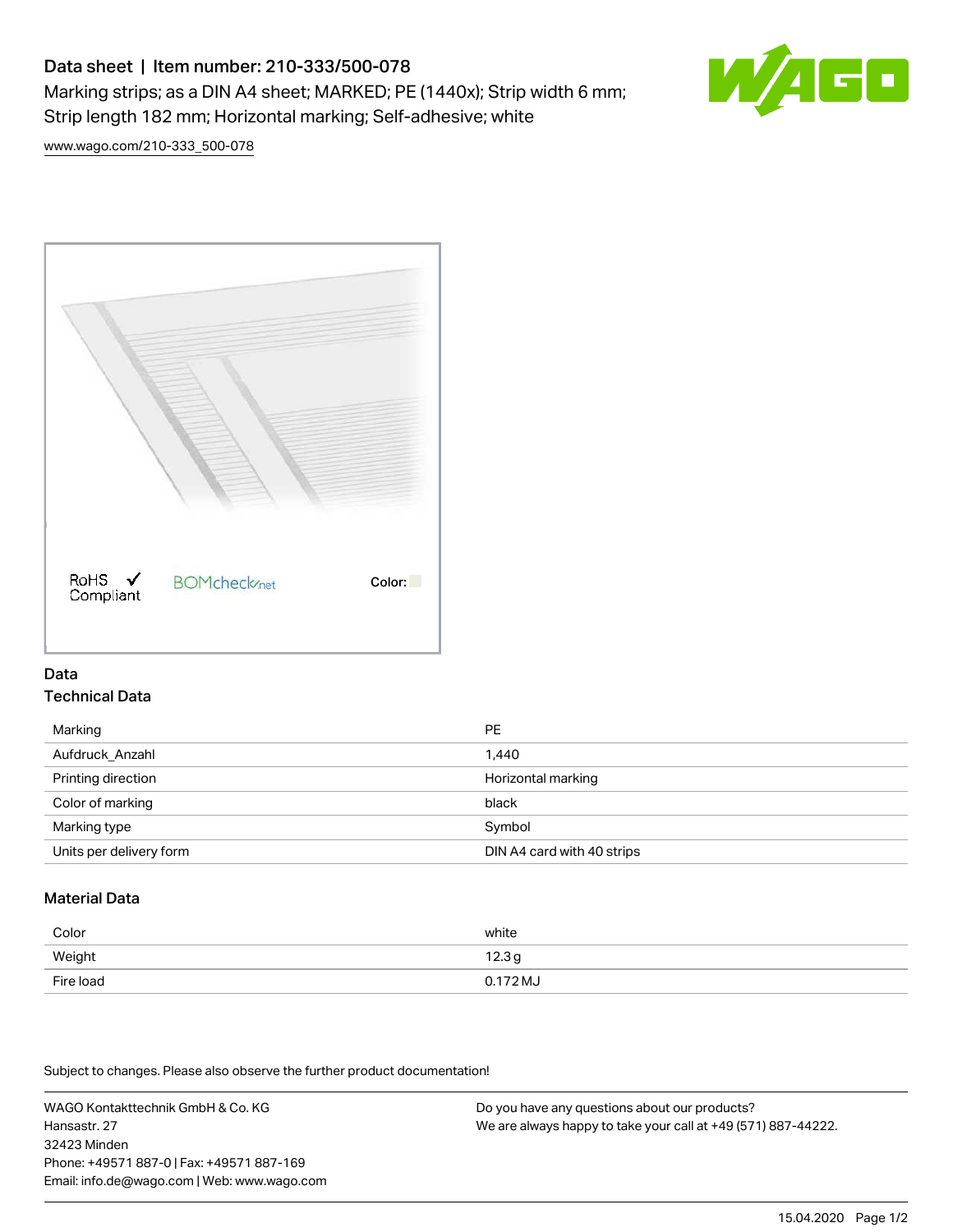# Data sheet | Item number: 210-333/500-078

Marking strips; as a DIN A4 sheet; MARKED; PE (1440x); Strip width 6 mm; Strip length 182 mm; Horizontal marking; Self-adhesive; white

www.wago.com/210-333_500-078

RoHS Compliant   BOMcheck.net   Color:

## Data

### Technical Data

| | |
|---|---|
| Marking | PE |
| Aufdruck_Anzahl | 1,440 |
| Printing direction | Horizontal marking |
| Color of marking | black |
| Marking type | Symbol |
| Units per delivery form | DIN A4 card with 40 strips |

### Material Data

| | |
|---|---|
| Color | white |
| Weight | 12.3 g |
| Fire load | 0.172 MJ |

Subject to changes. Please also observe the further product documentation!

WAGO Kontakttechnik GmbH & Co. KG
Hansastr. 27
32423 Minden
Phone: +49571 887-0 | Fax: +49571 887-169
Email: info.de@wago.com | Web: www.wago.com

Do you have any questions about our products?
We are always happy to take your call at +49 (571) 887-44222.

15.04.2020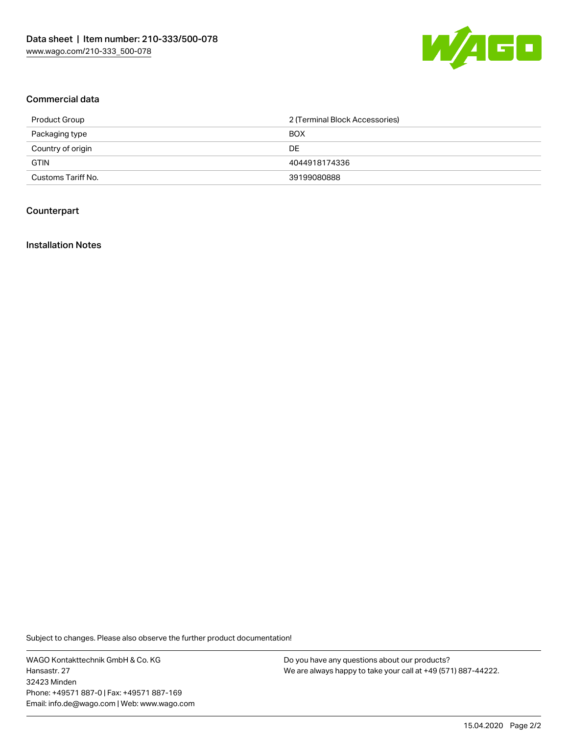## Commercial data

| | |
|---|---|
| Product Group | 2 (Terminal Block Accessories) |
| Packaging type | BOX |
| Country of origin | DE |
| GTIN | 4044918174336 |
| Customs Tariff No. | 39199080888 |

## Counterpart

## Installation Notes

Subject to changes. Please also observe the further product documentation!

WAGO Kontakttechnik GmbH & Co. KG
Hansastr. 27
32423 Minden
Phone: +49571 887-0 | Fax: +49571 887-169
Email: info.de@wago.com | Web: www.wago.com

Do you have any questions about our products?
We are always happy to take your call at +49 (571) 887-44222.